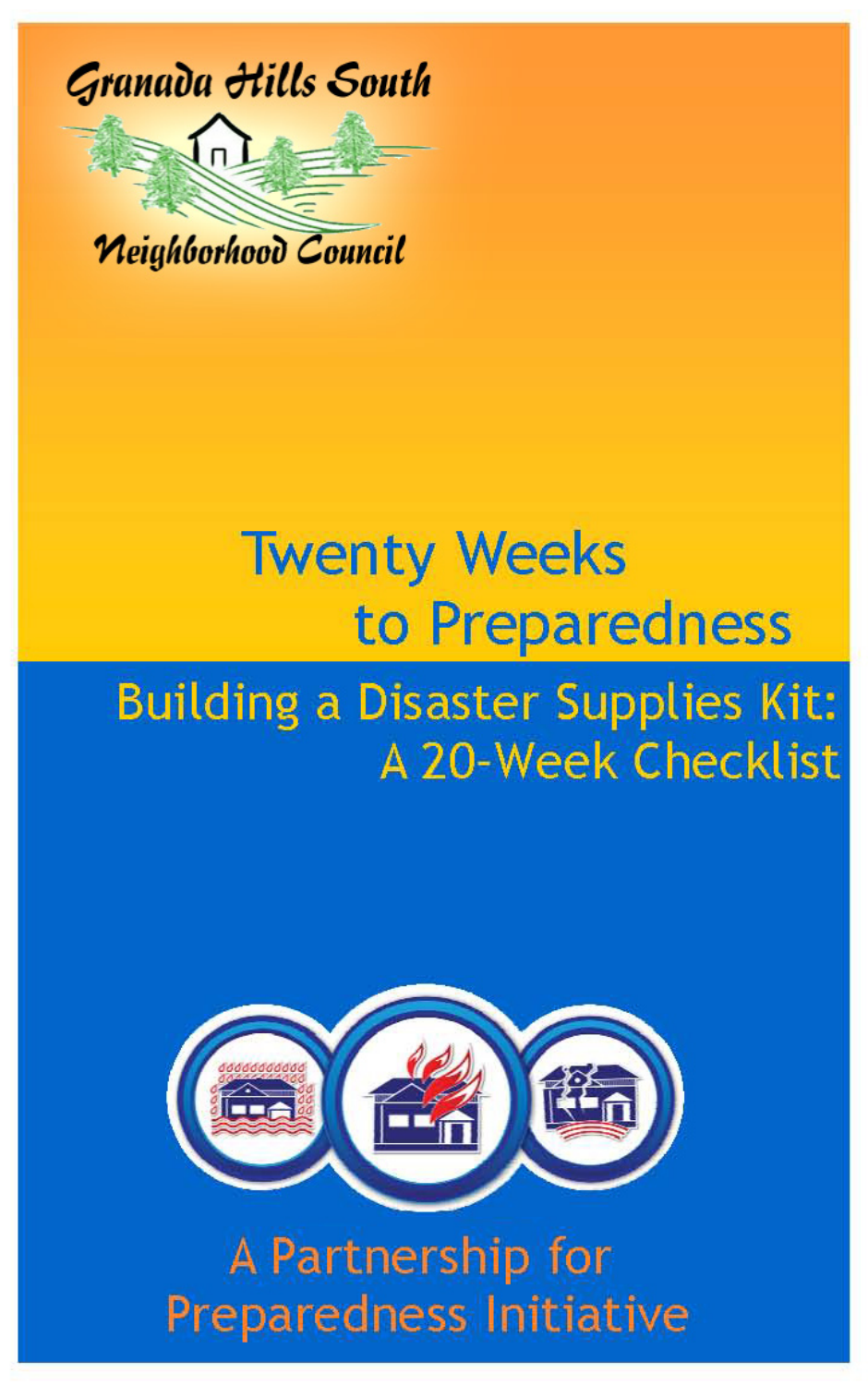Granada Hills South

Neighborhood Council

# Twenty Weeks to Preparedness

## Building a Disaster Supplies Kit: A 20-Week Checklist

A Partnership for Preparedness Initiative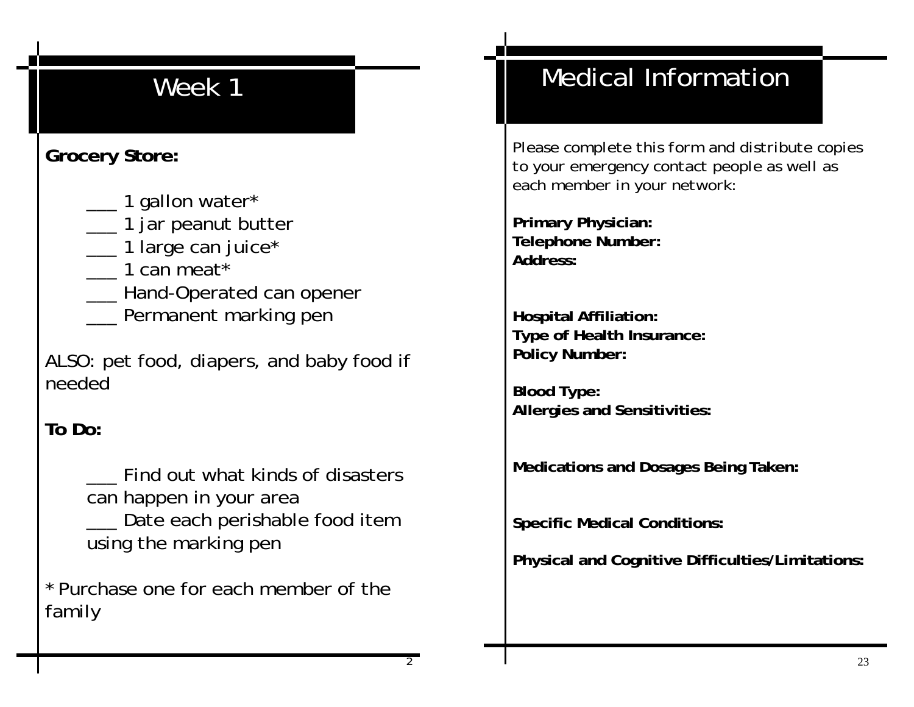# Week 1

**Grocery Store:**

___ 1 gallon water*
___ 1 jar peanut butter
___ 1 large can juice*
___ 1 can meat*
___ Hand-Operated can opener
___ Permanent marking pen

ALSO: pet food, diapers, and baby food if needed

**To Do:**

___ Find out what kinds of disasters can happen in your area
___ Date each perishable food item using the marking pen

* Purchase one for each member of the family

# Medical Information

Please complete this form and distribute copies to your emergency contact people as well as each member in your network:

**Primary Physician:**
**Telephone Number:**
**Address:**

**Hospital Affiliation:**
**Type of Health Insurance:**
**Policy Number:**

**Blood Type:**
**Allergies and Sensitivities:**

**Medications and Dosages Being Taken:**

**Specific Medical Conditions:**

**Physical and Cognitive Difficulties/Limitations:**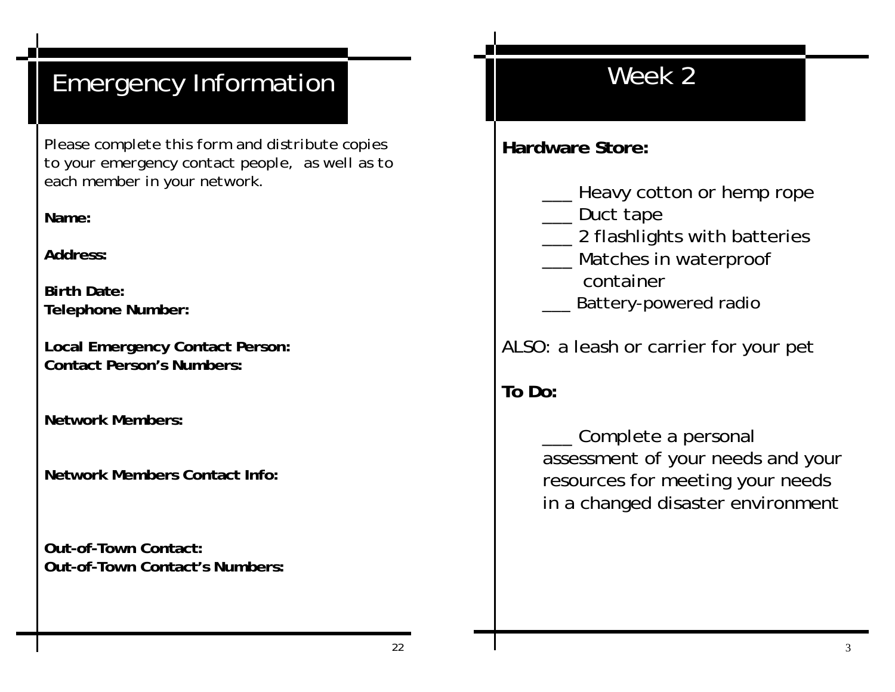# Emergency Information

Please complete this form and distribute copies to your emergency contact people, as well as to each member in your network.

**Name:**

**Address:**

**Birth Date:**
**Telephone Number:**

**Local Emergency Contact Person:**
**Contact Person's Numbers:**

**Network Members:**

**Network Members Contact Info:**

**Out-of-Town Contact:**
**Out-of-Town Contact's Numbers:**

# Week 2

**Hardware Store:**

___ Heavy cotton or hemp rope
___ Duct tape
___ 2 flashlights with batteries
___ Matches in waterproof container
___ Battery-powered radio

ALSO: a leash or carrier for your pet

**To Do:**

___ Complete a personal assessment of your needs and your resources for meeting your needs in a changed disaster environment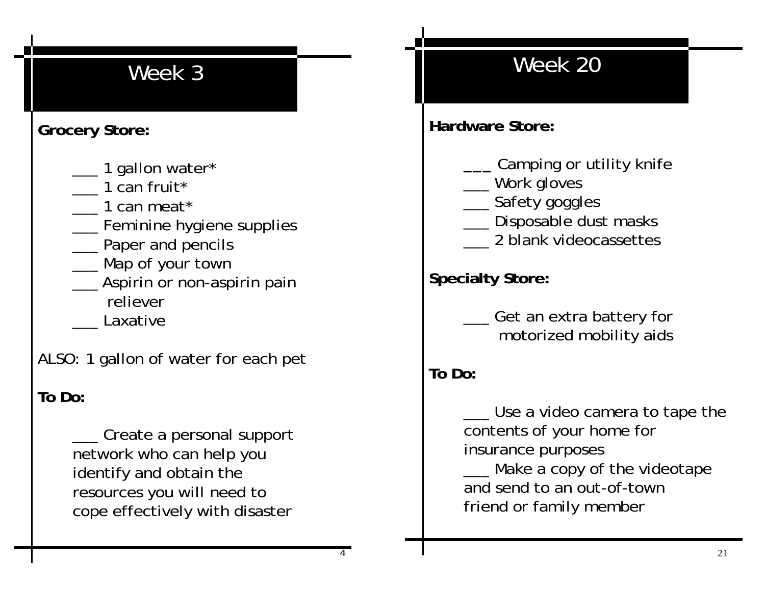# Week 3

**Grocery Store:**

___ 1 gallon water*
___ 1 can fruit*
___ 1 can meat*
___ Feminine hygiene supplies
___ Paper and pencils
___ Map of your town
___ Aspirin or non-aspirin pain reliever
___ Laxative

ALSO: 1 gallon of water for each pet

**To Do:**

___ Create a personal support network who can help you identify and obtain the resources you will need to cope effectively with disaster

# Week 20

**Hardware Store:**

___ Camping or utility knife
___ Work gloves
___ Safety goggles
___ Disposable dust masks
___ 2 blank videocassettes

**Specialty Store:**

___ Get an extra battery for motorized mobility aids

**To Do:**

___ Use a video camera to tape the contents of your home for insurance purposes
___ Make a copy of the videotape and send to an out-of-town friend or family member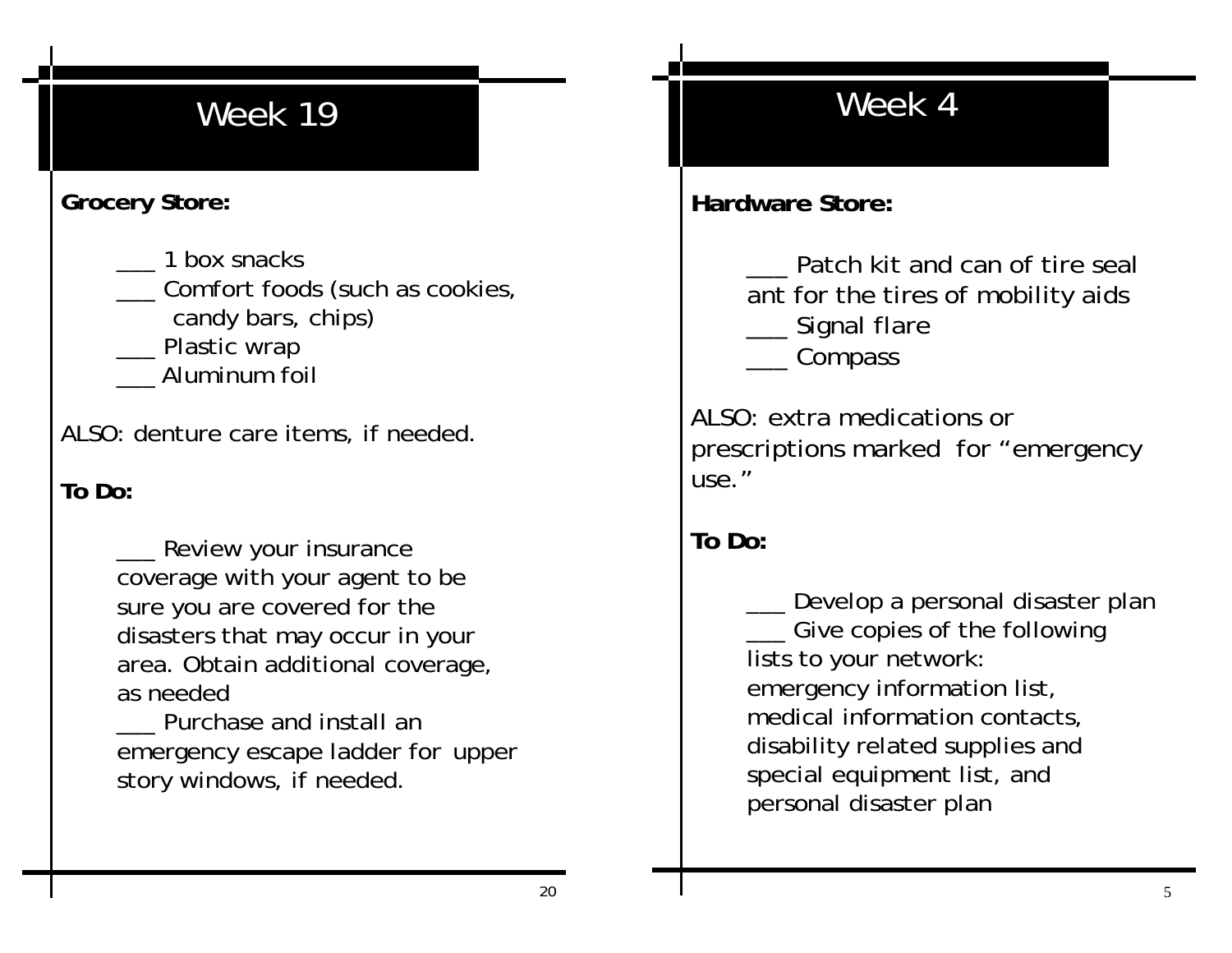# Week 19

**Grocery Store:**

___ 1 box snacks
___ Comfort foods (such as cookies, candy bars, chips)
___ Plastic wrap
___ Aluminum foil

ALSO: denture care items, if needed.

**To Do:**

___ Review your insurance coverage with your agent to be sure you are covered for the disasters that may occur in your area. Obtain additional coverage, as needed
___ Purchase and install an emergency escape ladder for upper story windows, if needed.

# Week 4

**Hardware Store:**

___ Patch kit and can of tire seal ant for the tires of mobility aids
___ Signal flare
___ Compass

ALSO: extra medications or prescriptions marked for "emergency use."

**To Do:**

___ Develop a personal disaster plan
___ Give copies of the following lists to your network: emergency information list, medical information contacts, disability related supplies and special equipment list, and personal disaster plan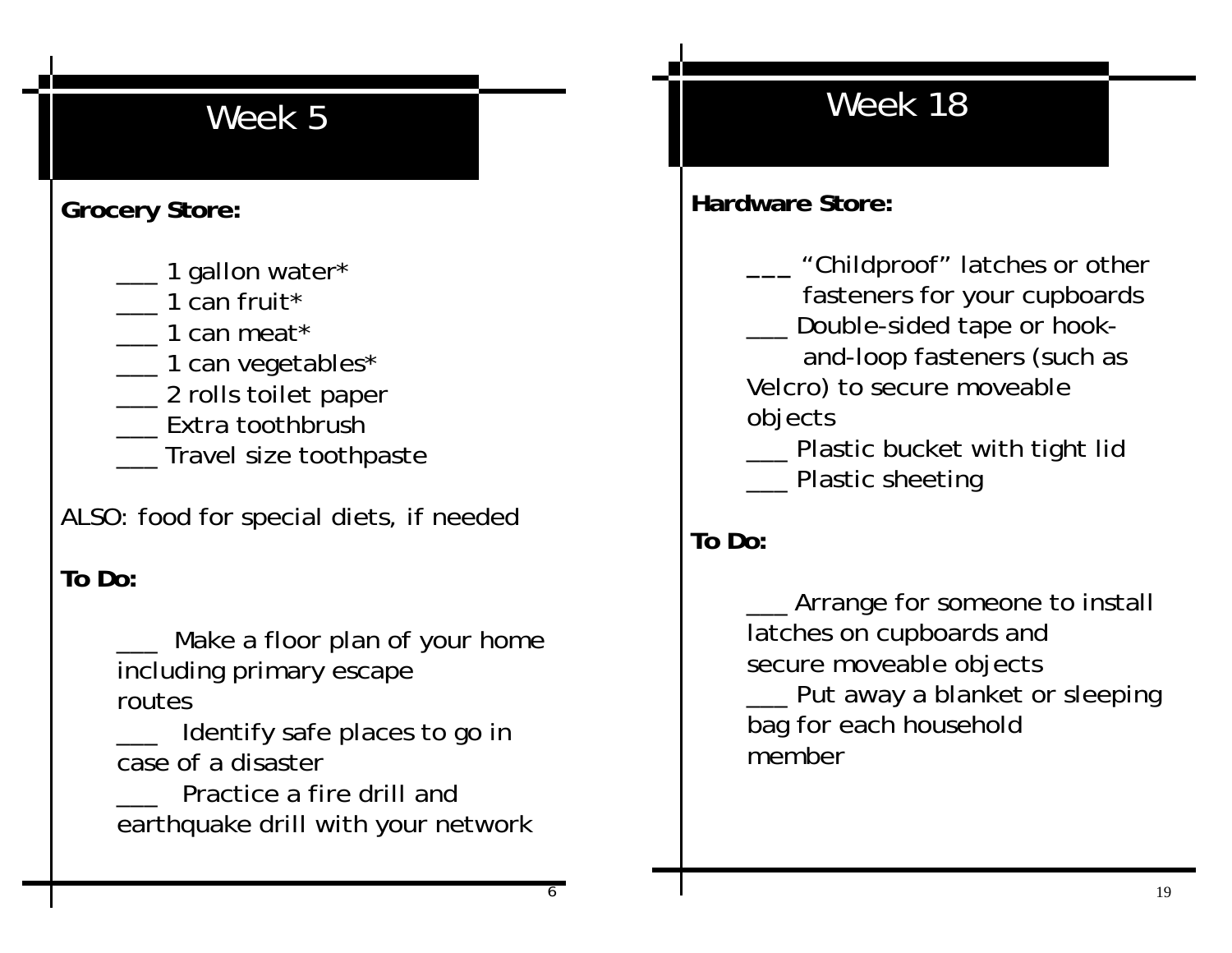## Week 5

**Grocery Store:**

___ 1 gallon water*
___ 1 can fruit*
___ 1 can meat*
___ 1 can vegetables*
___ 2 rolls toilet paper
___ Extra toothbrush
___ Travel size toothpaste

ALSO: food for special diets, if needed

**To Do:**

___ Make a floor plan of your home including primary escape routes
___ Identify safe places to go in case of a disaster
___ Practice a fire drill and earthquake drill with your network

## Week 18

**Hardware Store:**

___ "Childproof" latches or other fasteners for your cupboards
___ Double-sided tape or hook-and-loop fasteners (such as Velcro) to secure moveable objects
___ Plastic bucket with tight lid
___ Plastic sheeting

**To Do:**

___ Arrange for someone to install latches on cupboards and secure moveable objects
___ Put away a blanket or sleeping bag for each household member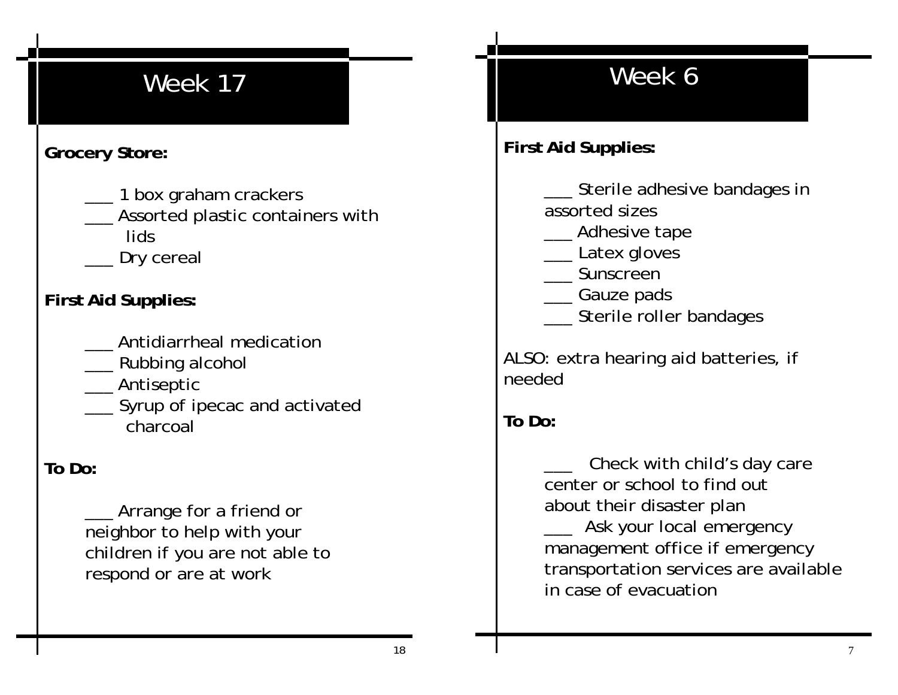# Week 17

**Grocery Store:**

___ 1 box graham crackers
___ Assorted plastic containers with lids
___ Dry cereal

**First Aid Supplies:**

___ Antidiarrheal medication
___ Rubbing alcohol
___ Antiseptic
___ Syrup of ipecac and activated charcoal

**To Do:**

___ Arrange for a friend or neighbor to help with your children if you are not able to respond or are at work

# Week 6

**First Aid Supplies:**

___ Sterile adhesive bandages in assorted sizes
___ Adhesive tape
___ Latex gloves
___ Sunscreen
___ Gauze pads
___ Sterile roller bandages

ALSO: extra hearing aid batteries, if needed

**To Do:**

___ Check with child's day care center or school to find out about their disaster plan
___ Ask your local emergency management office if emergency transportation services are available in case of evacuation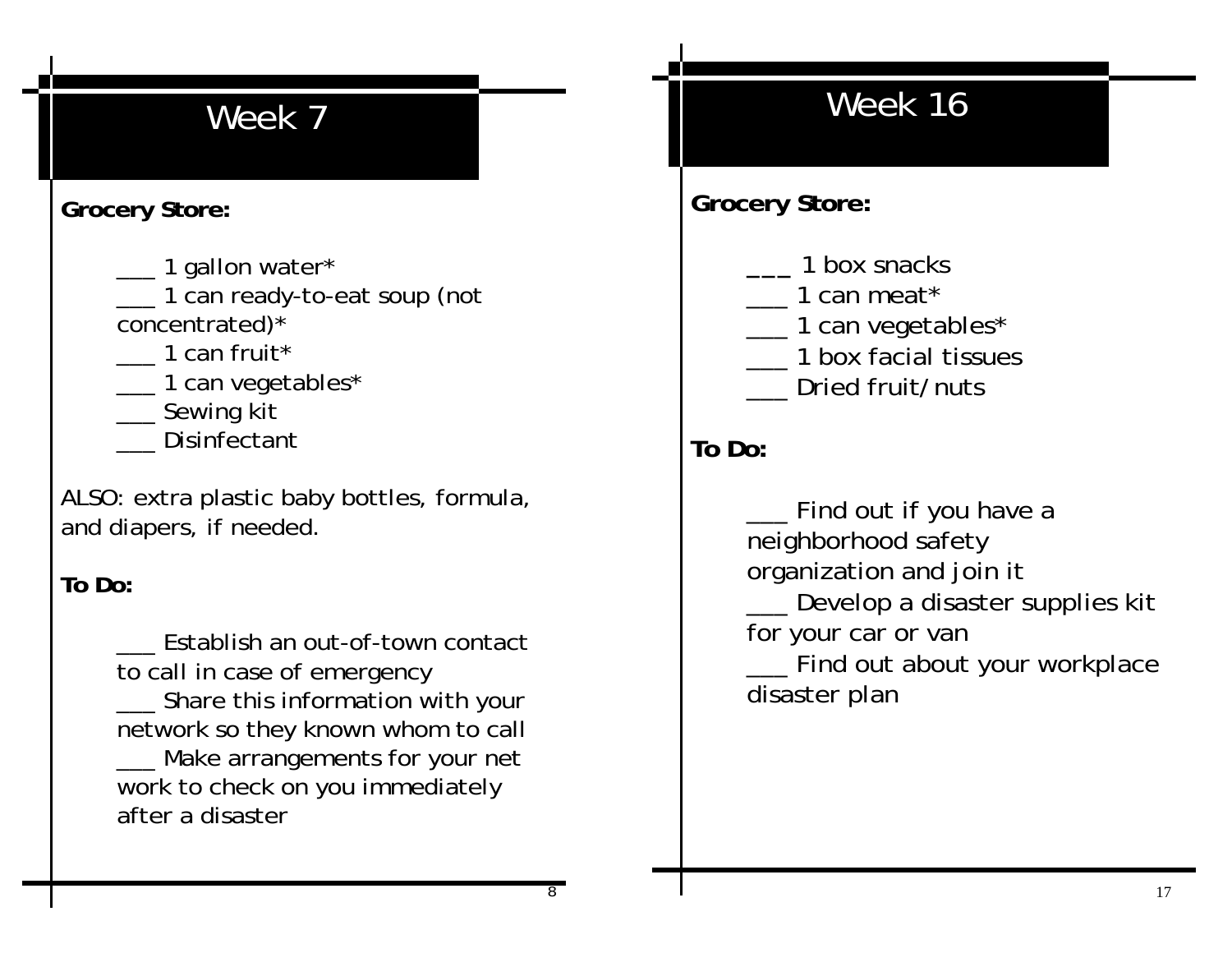# Week 7

**Grocery Store:**

___ 1 gallon water*
___ 1 can ready-to-eat soup (not concentrated)*
___ 1 can fruit*
___ 1 can vegetables*
___ Sewing kit
___ Disinfectant

ALSO: extra plastic baby bottles, formula, and diapers, if needed.

**To Do:**

___ Establish an out-of-town contact to call in case of emergency
___ Share this information with your network so they known whom to call
___ Make arrangements for your net work to check on you immediately after a disaster

# Week 16

**Grocery Store:**

___ 1 box snacks
___ 1 can meat*
___ 1 can vegetables*
___ 1 box facial tissues
___ Dried fruit/nuts

**To Do:**

___ Find out if you have a neighborhood safety organization and join it
___ Develop a disaster supplies kit for your car or van
___ Find out about your workplace disaster plan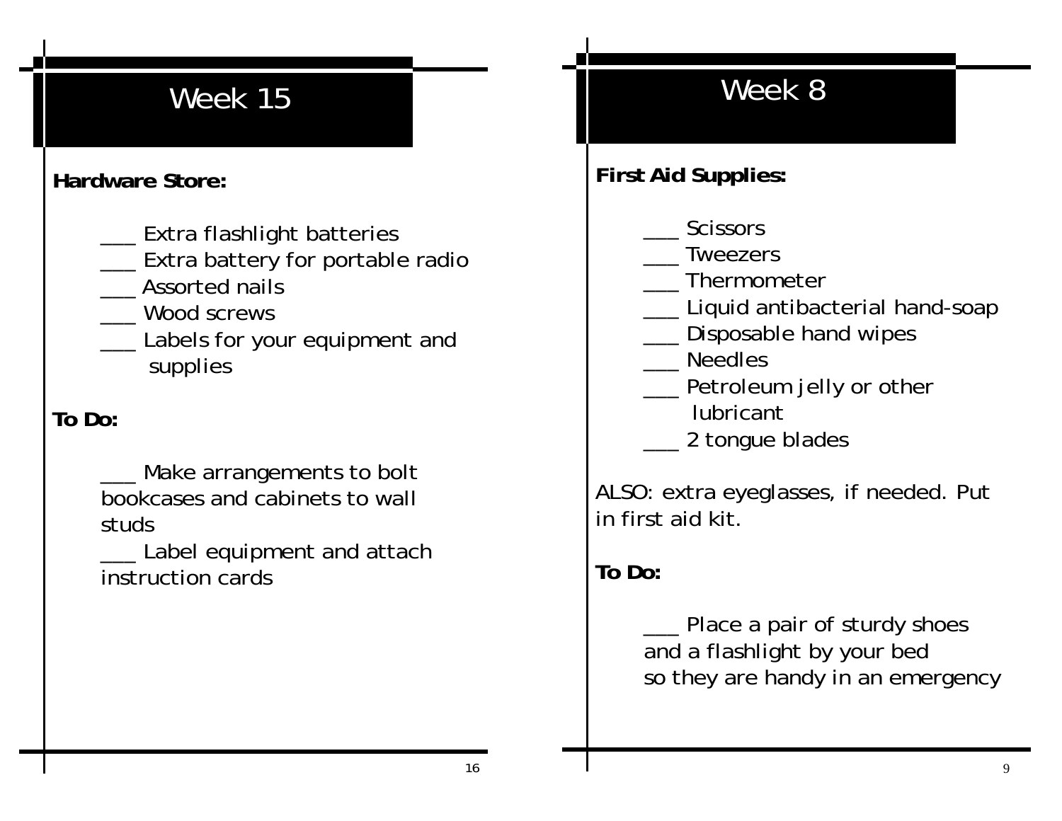# Week 15

**Hardware Store:**

___ Extra flashlight batteries
___ Extra battery for portable radio
___ Assorted nails
___ Wood screws
___ Labels for your equipment and supplies

**To Do:**

___ Make arrangements to bolt bookcases and cabinets to wall studs
___ Label equipment and attach instruction cards

# Week 8

**First Aid Supplies:**

___ Scissors
___ Tweezers
___ Thermometer
___ Liquid antibacterial hand-soap
___ Disposable hand wipes
___ Needles
___ Petroleum jelly or other lubricant
___ 2 tongue blades

ALSO: extra eyeglasses, if needed. Put in first aid kit.

**To Do:**

___ Place a pair of sturdy shoes and a flashlight by your bed so they are handy in an emergency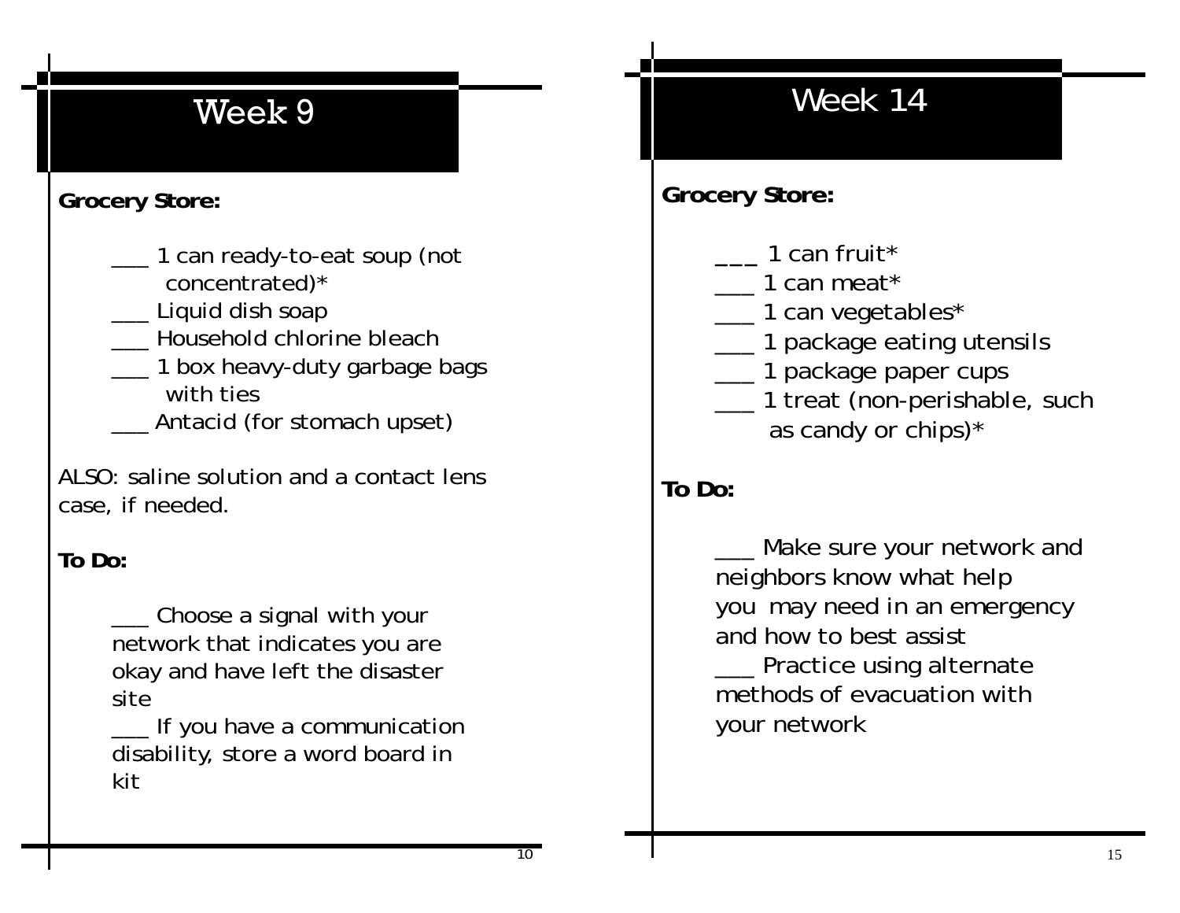# Week 9

**Grocery Store:**

___ 1 can ready-to-eat soup (not concentrated)*
___ Liquid dish soap
___ Household chlorine bleach
___ 1 box heavy-duty garbage bags with ties
___ Antacid (for stomach upset)

ALSO: saline solution and a contact lens case, if needed.

**To Do:**

___ Choose a signal with your network that indicates you are okay and have left the disaster site
___ If you have a communication disability, store a word board in kit

# Week 14

**Grocery Store:**

___ 1 can fruit*
___ 1 can meat*
___ 1 can vegetables*
___ 1 package eating utensils
___ 1 package paper cups
___ 1 treat (non-perishable, such as candy or chips)*

**To Do:**

___ Make sure your network and neighbors know what help you may need in an emergency and how to best assist
___ Practice using alternate methods of evacuation with your network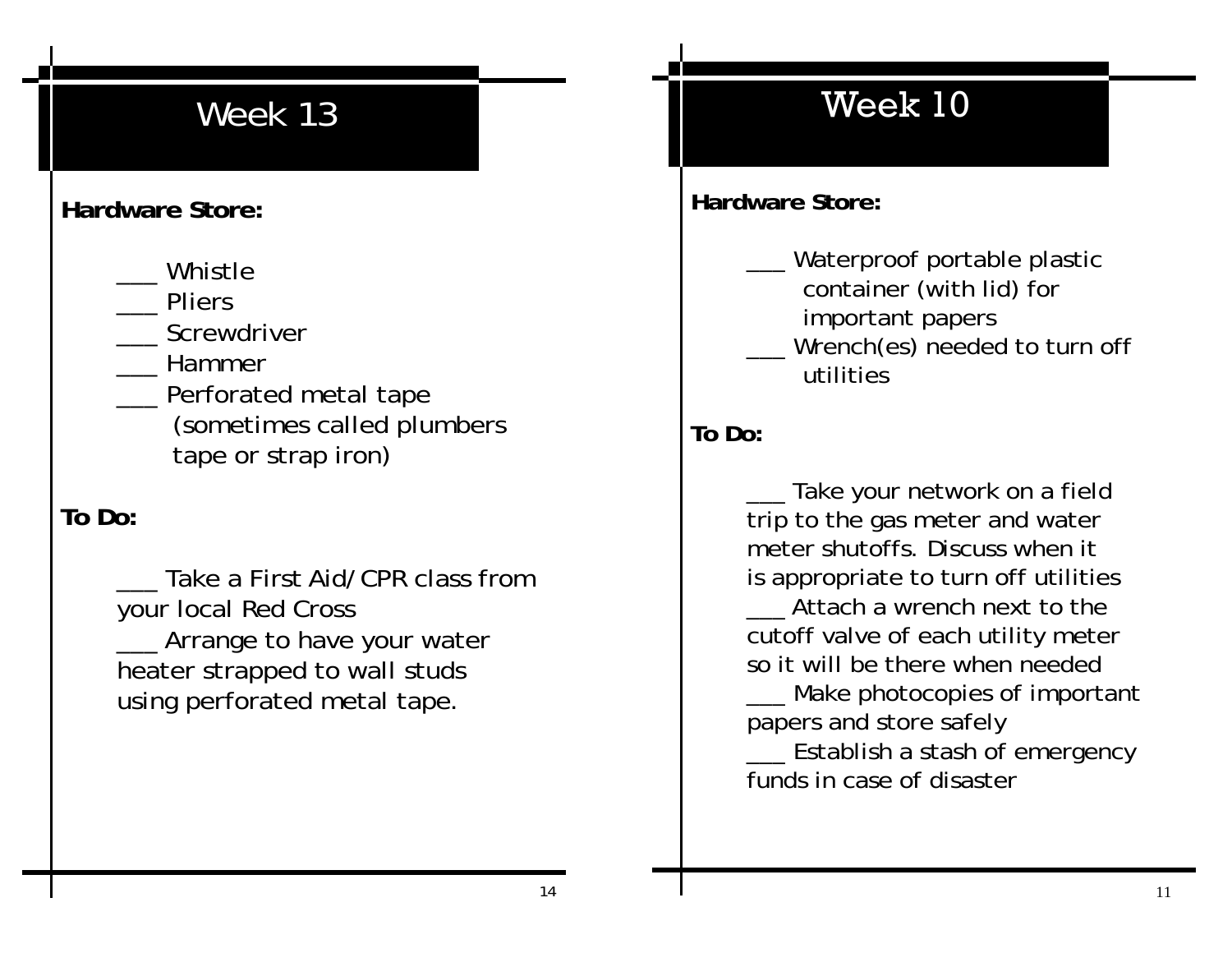# Week 13

**Hardware Store:**

___ Whistle
___ Pliers
___ Screwdriver
___ Hammer
___ Perforated metal tape (sometimes called plumbers tape or strap iron)

**To Do:**

___ Take a First Aid/CPR class from your local Red Cross
___ Arrange to have your water heater strapped to wall studs using perforated metal tape.

# Week 10

**Hardware Store:**

___ Waterproof portable plastic container (with lid) for important papers
___ Wrench(es) needed to turn off utilities

**To Do:**

___ Take your network on a field trip to the gas meter and water meter shutoffs. Discuss when it is appropriate to turn off utilities
___ Attach a wrench next to the cutoff valve of each utility meter so it will be there when needed
___ Make photocopies of important papers and store safely
___ Establish a stash of emergency funds in case of disaster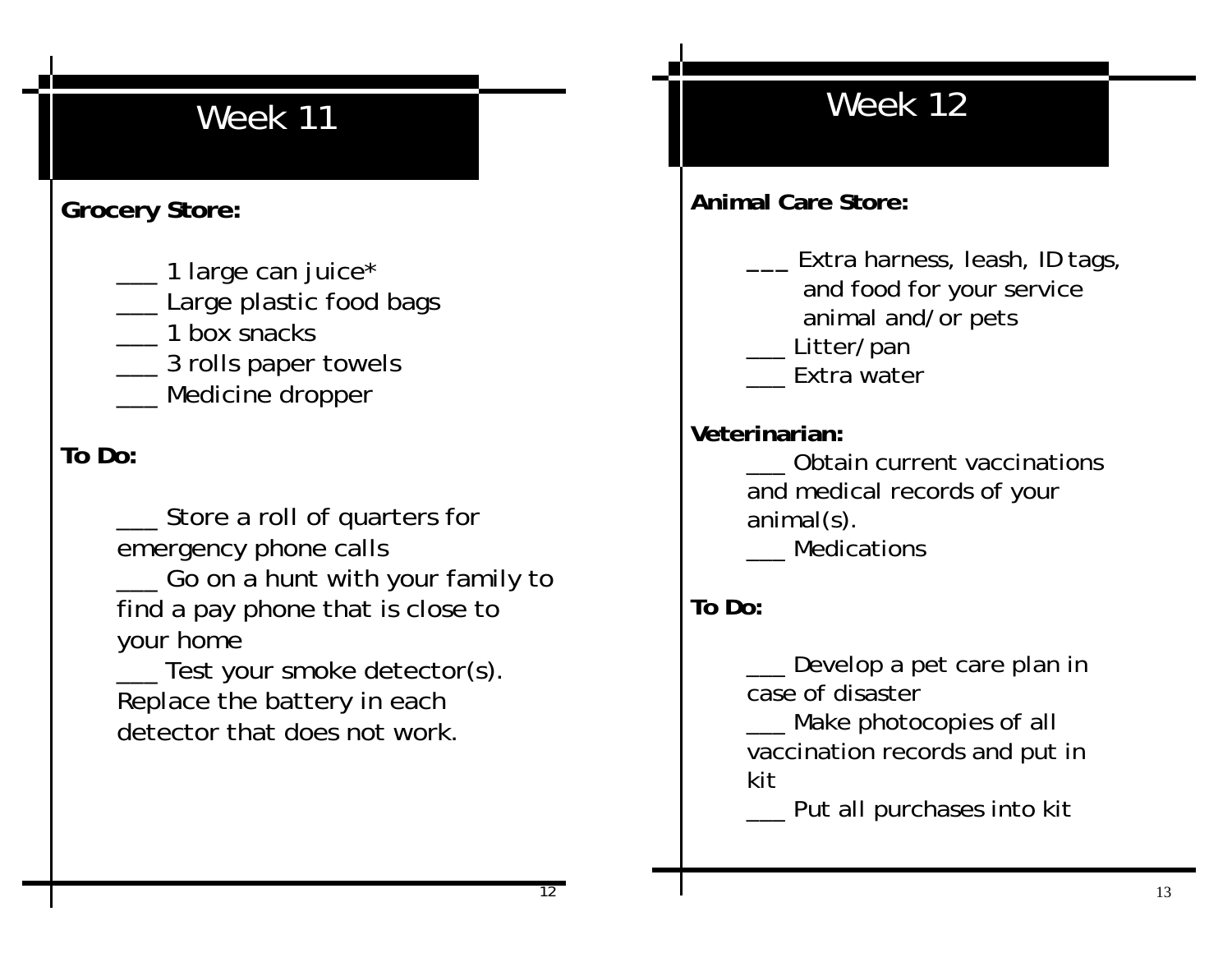# Week 11

**Grocery Store:**

___ 1 large can juice*
___ Large plastic food bags
___ 1 box snacks
___ 3 rolls paper towels
___ Medicine dropper

**To Do:**

___ Store a roll of quarters for emergency phone calls
___ Go on a hunt with your family to find a pay phone that is close to your home
___ Test your smoke detector(s). Replace the battery in each detector that does not work.

# Week 12

**Animal Care Store:**

___ Extra harness, leash, ID tags, and food for your service animal and/or pets
___ Litter/pan
___ Extra water

**Veterinarian:**

___ Obtain current vaccinations and medical records of your animal(s).
___ Medications

**To Do:**

___ Develop a pet care plan in case of disaster
___ Make photocopies of all vaccination records and put in kit
___ Put all purchases into kit